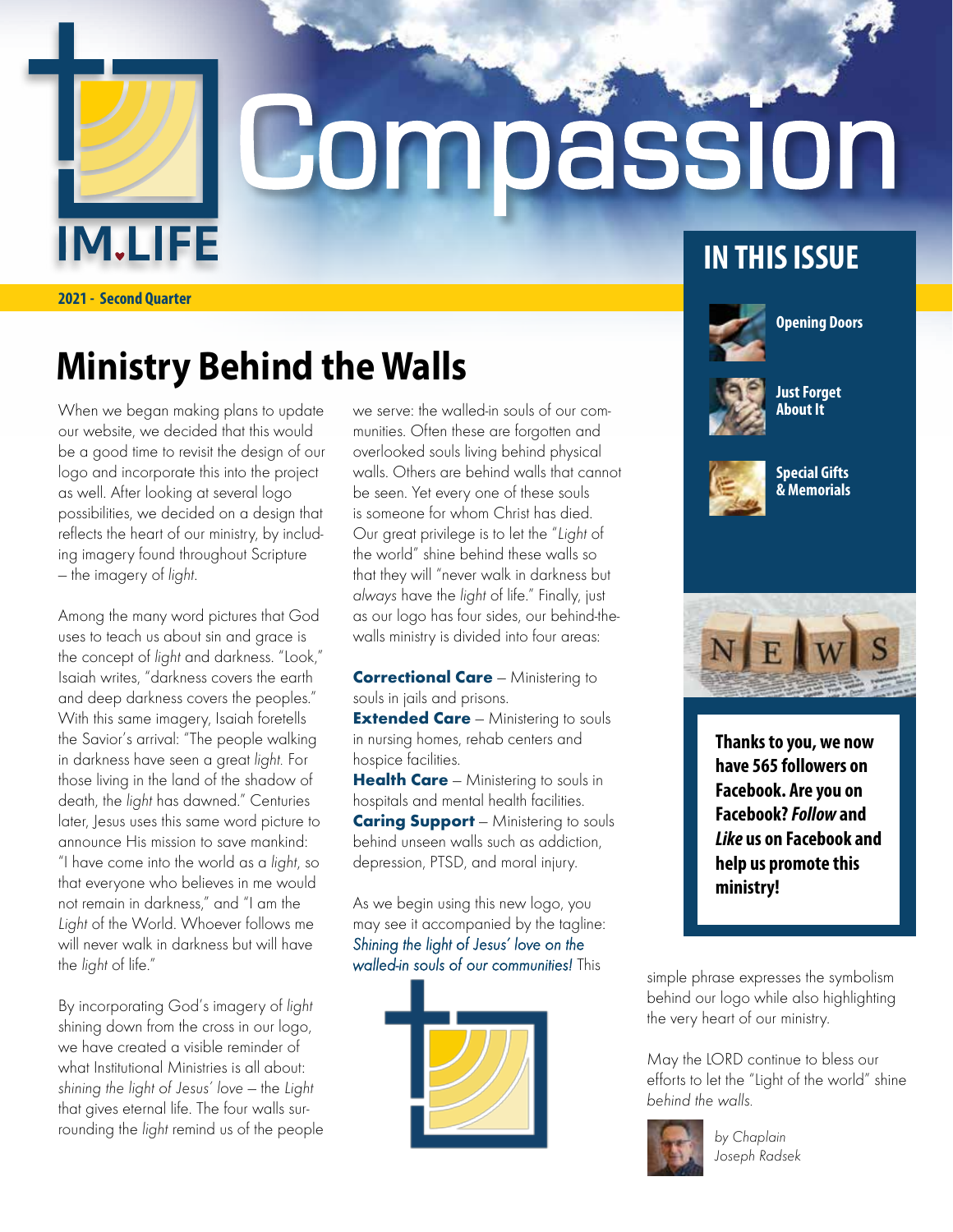# Compassion

IM.LIFE

**2021 - Second Quarter**

## IN THIS ISSUE

- **Opening Doors**
- **Just Forget About It**
- **Special Gifts & Memorials**

**Thanks to you, we now have 565 followers on Facebook. Are you on Facebook? *Follow* and *Like* us on Facebook and help us promote this ministry!**

# Ministry Behind the Walls

When we began making plans to update our website, we decided that this would be a good time to revisit the design of our logo and incorporate this into the project as well. After looking at several logo possibilities, we decided on a design that reflects the heart of our ministry, by including imagery found throughout Scripture – the imagery of *light*.

Among the many word pictures that God uses to teach us about sin and grace is the concept of *light* and darkness. "Look," Isaiah writes, "darkness covers the earth and deep darkness covers the peoples." With this same imagery, Isaiah foretells the Savior's arrival: "The people walking in darkness have seen a great *light*. For those living in the land of the shadow of death, the *light* has dawned." Centuries later, Jesus uses this same word picture to announce His mission to save mankind: "I have come into the world as a *light*, so that everyone who believes in me would not remain in darkness," and "I am the *Light* of the World. Whoever follows me will never walk in darkness but will have the *light* of life."

By incorporating God's imagery of *light* shining down from the cross in our logo, we have created a visible reminder of what Institutional Ministries is all about: *shining the light of Jesus' love* – the *Light* that gives eternal life. The four walls surrounding the *light* remind us of the people we serve: the walled-in souls of our communities. Often these are forgotten and overlooked souls living behind physical walls. Others are behind walls that cannot be seen. Yet every one of these souls is someone for whom Christ has died. Our great privilege is to let the "*Light* of the world" shine behind these walls so that they will "never walk in darkness but *always* have the *light* of life." Finally, just as our logo has four sides, our behind-the-walls ministry is divided into four areas:

**Correctional Care** – Ministering to souls in jails and prisons.
**Extended Care** – Ministering to souls in nursing homes, rehab centers and hospice facilities.
**Health Care** – Ministering to souls in hospitals and mental health facilities.
**Caring Support** – Ministering to souls behind unseen walls such as addiction, depression, PTSD, and moral injury.

As we begin using this new logo, you may see it accompanied by the tagline: *Shining the light of Jesus' love on the walled-in souls of our communities!* This simple phrase expresses the symbolism behind our logo while also highlighting the very heart of our ministry.

May the LORD continue to bless our efforts to let the "Light of the world" shine *behind the walls.*

*by Chaplain Joseph Radsek*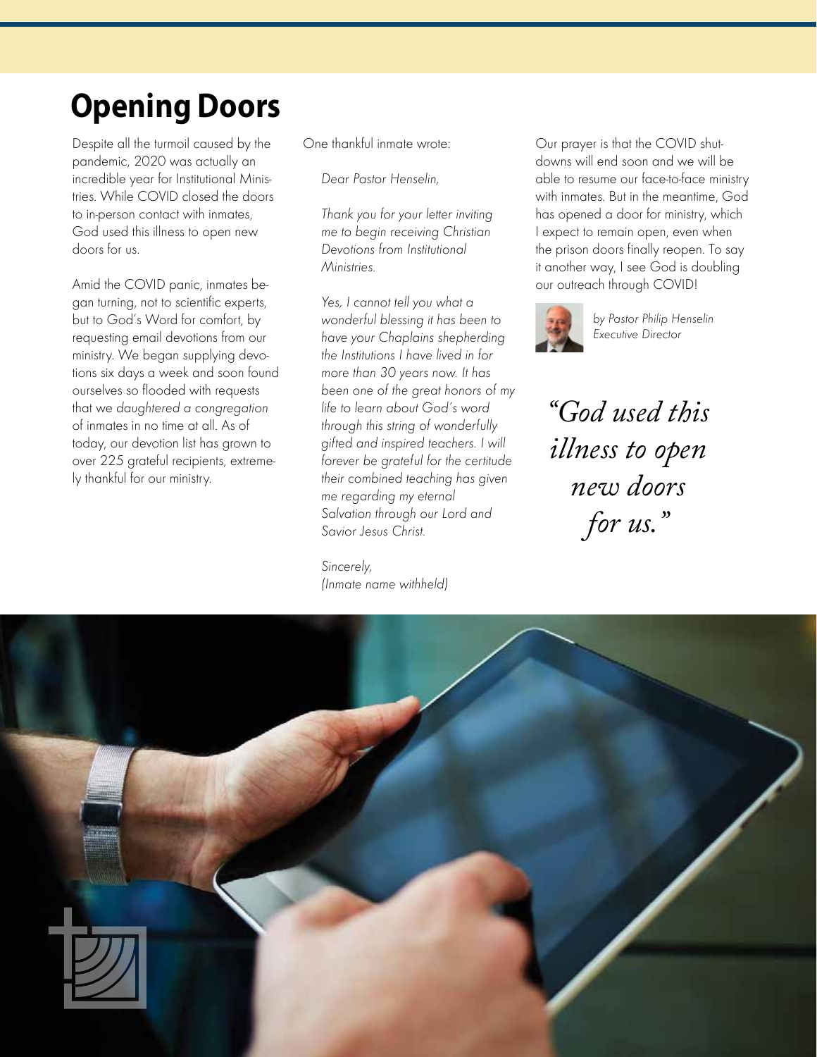# Opening Doors

Despite all the turmoil caused by the pandemic, 2020 was actually an incredible year for Institutional Ministries. While COVID closed the doors to in-person contact with inmates, God used this illness to open new doors for us.

Amid the COVID panic, inmates began turning, not to scientific experts, but to God's Word for comfort, by requesting email devotions from our ministry. We began supplying devotions six days a week and soon found ourselves so flooded with requests that we *daughtered a congregation* of inmates in no time at all. As of today, our devotion list has grown to over 225 grateful recipients, extremely thankful for our ministry.

One thankful inmate wrote:

> *Dear Pastor Henselin,*
>
> *Thank you for your letter inviting me to begin receiving Christian Devotions from Institutional Ministries.*
>
> *Yes, I cannot tell you what a wonderful blessing it has been to have your Chaplains shepherding the Institutions I have lived in for more than 30 years now. It has been one of the great honors of my life to learn about God's word through this string of wonderfully gifted and inspired teachers. I will forever be grateful for the certitude their combined teaching has given me regarding my eternal Salvation through our Lord and Savior Jesus Christ.*
>
> *Sincerely,*
> *(Inmate name withheld)*

Our prayer is that the COVID shutdowns will end soon and we will be able to resume our face-to-face ministry with inmates. But in the meantime, God has opened a door for ministry, which I expect to remain open, even when the prison doors finally reopen. To say it another way, I see God is doubling our outreach through COVID!

*by Pastor Philip Henselin*
*Executive Director*

*"God used this illness to open new doors for us."*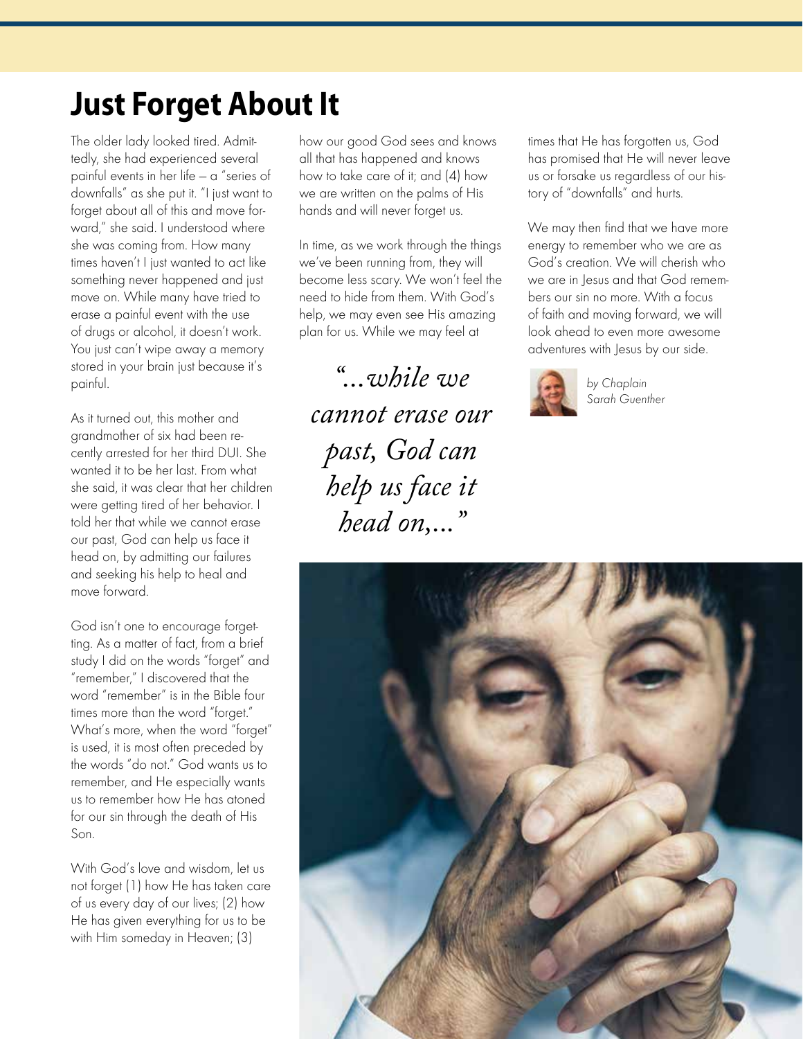# Just Forget About It

The older lady looked tired. Admittedly, she had experienced several painful events in her life – a "series of downfalls" as she put it. "I just want to forget about all of this and move forward," she said. I understood where she was coming from. How many times haven't I just wanted to act like something never happened and just move on. While many have tried to erase a painful event with the use of drugs or alcohol, it doesn't work. You just can't wipe away a memory stored in your brain just because it's painful.

As it turned out, this mother and grandmother of six had been recently arrested for her third DUI. She wanted it to be her last. From what she said, it was clear that her children were getting tired of her behavior. I told her that while we cannot erase our past, God can help us face it head on, by admitting our failures and seeking his help to heal and move forward.

God isn't one to encourage forgetting. As a matter of fact, from a brief study I did on the words "forget" and "remember," I discovered that the word "remember" is in the Bible four times more than the word "forget." What's more, when the word "forget" is used, it is most often preceded by the words "do not." God wants us to remember, and He especially wants us to remember how He has atoned for our sin through the death of His Son.

With God's love and wisdom, let us not forget (1) how He has taken care of us every day of our lives; (2) how He has given everything for us to be with Him someday in Heaven; (3) how our good God sees and knows all that has happened and knows how to take care of it; and (4) how we are written on the palms of His hands and will never forget us.

In time, as we work through the things we've been running from, they will become less scary. We won't feel the need to hide from them. With God's help, we may even see His amazing plan for us. While we may feel at times that He has forgotten us, God has promised that He will never leave us or forsake us regardless of our history of "downfalls" and hurts.

> *"...while we cannot erase our past, God can help us face it head on,..."*

We may then find that we have more energy to remember who we are as God's creation. We will cherish who we are in Jesus and that God remembers our sin no more. With a focus of faith and moving forward, we will look ahead to even more awesome adventures with Jesus by our side.

*by Chaplain Sarah Guenther*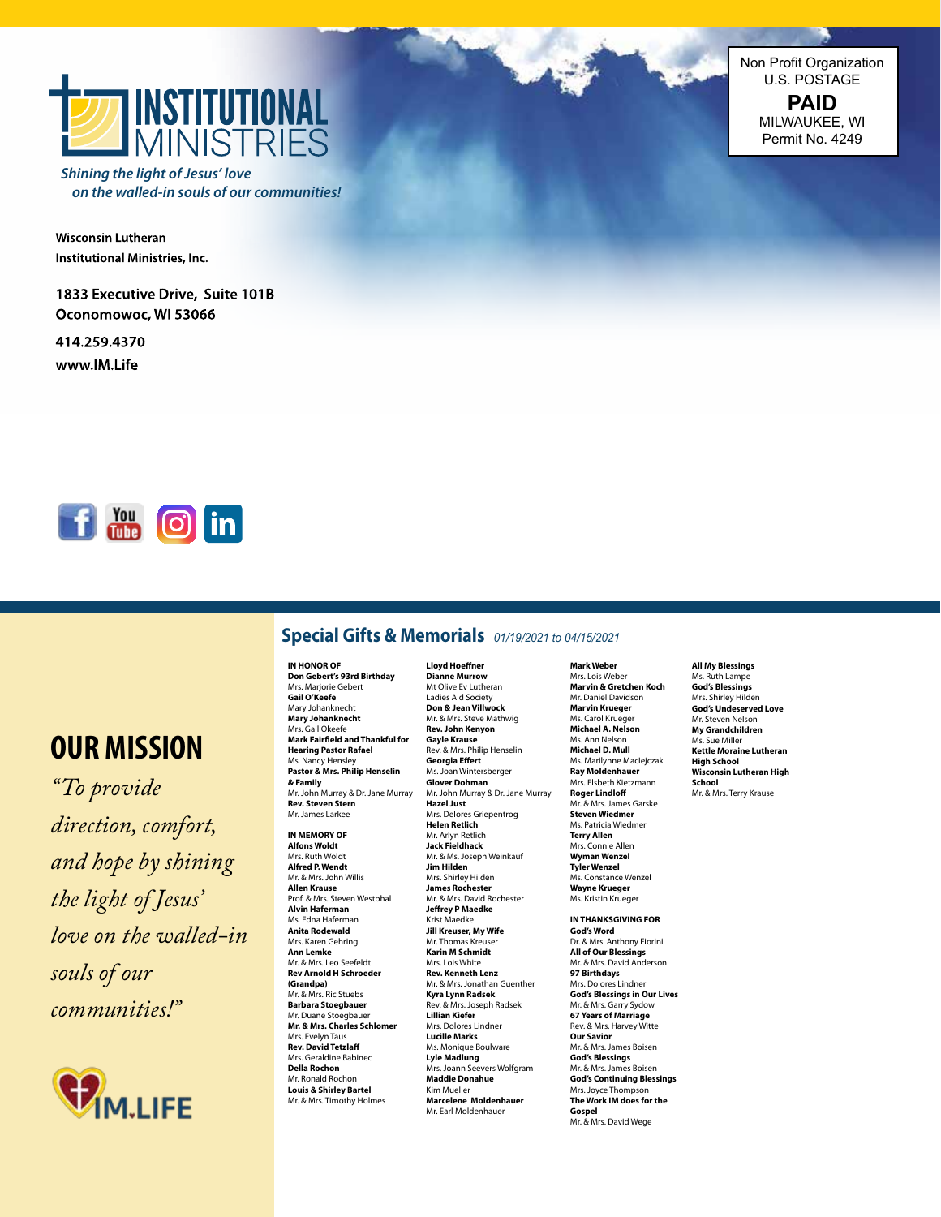INSTITUTIONAL MINISTRIES

*Shining the light of Jesus' love on the walled-in souls of our communities!*

Wisconsin Lutheran
Institutional Ministries, Inc.

1833 Executive Drive, Suite 101B
Oconomowoc, WI 53066

414.259.4370
www.IM.Life

Non Profit Organization
U.S. POSTAGE
**PAID**
MILWAUKEE, WI
Permit No. 4249

## OUR MISSION

*"To provide direction, comfort, and hope by shining the light of Jesus' love on the walled-in souls of our communities!"*

IM.LIFE

## Special Gifts & Memorials *01/19/2021 to 04/15/2021*

**IN HONOR OF**

**Don Gebert's 93rd Birthday**
Mrs. Marjorie Gebert
**Gail O'Keefe**
Mary Johanknecht
**Mary Johanknecht**
Mrs. Gail Okeefe
**Mark Fairfield and Thankful for Hearing Pastor Rafael**
Ms. Nancy Hensley
**Pastor & Mrs. Philip Henselin & Family**
Mr. John Murray & Dr. Jane Murray
**Rev. Steven Stern**
Mr. James Larkee

**IN MEMORY OF**

**Alfons Woldt**
Mrs. Ruth Woldt
**Alfred P. Wendt**
Mr. & Mrs. John Willis
**Allen Krause**
Prof. & Mrs. Steven Westphal
**Alvin Haferman**
Ms. Edna Haferman
**Anita Rodewald**
Mrs. Karen Gehring
**Ann Lemke**
Mr. & Mrs. Leo Seefeldt
**Rev Arnold H Schroeder (Grandpa)**
Mr. & Mrs. Ric Stuebs
**Barbara Stoegbauer**
Mr. Duane Stoegbauer
**Mr. & Mrs. Charles Schlomer**
Mrs. Evelyn Taus
**Rev. David Tetzlaff**
Mrs. Geraldine Babinec
**Della Rochon**
Mr. Ronald Rochon
**Louis & Shirley Bartel**
Mr. & Mrs. Timothy Holmes
**Lloyd Hoeffner**
**Dianne Murrow**
Mt Olive Ev Lutheran Ladies Aid Society
**Don & Jean Villwock**
Mr. & Mrs. Steve Mathwig
**Rev. John Kenyon**
**Gayle Krause**
Rev. & Mrs. Philip Henselin
**Georgia Effert**
Ms. Joan Wintersberger
**Glover Dohman**
Mr. John Murray & Dr. Jane Murray
**Hazel Just**
Mrs. Delores Griepentrog
**Helen Retlich**
Mr. Arlyn Retlich
**Jack Fieldhack**
Mr. & Ms. Joseph Weinkauf
**Jim Hilden**
Mrs. Shirley Hilden
**James Rochester**
Mr. & Mrs. David Rochester
**Jeffrey P Maedke**
Krist Maedke
**Jill Kreuser, My Wife**
Mr. Thomas Kreuser
**Karin M Schmidt**
Mrs. Lois White
**Rev. Kenneth Lenz**
Mr. & Mrs. Jonathan Guenther
**Kyra Lynn Radsek**
Rev. & Mrs. Joseph Radsek
**Lillian Kiefer**
Mrs. Dolores Lindner
**Lucille Marks**
Ms. Monique Boulware
**Lyle Madlung**
Mrs. Joann Seevers Wolfgram
**Maddie Donahue**
Kim Mueller
**Marcelene Moldenhauer**
Mr. Earl Moldenhauer
**Mark Weber**
Mrs. Lois Weber
**Marvin & Gretchen Koch**
Mr. Daniel Davidson
**Marvin Krueger**
Ms. Carol Krueger
**Michael A. Nelson**
Ms. Ann Nelson
**Michael D. Mull**
Ms. Marilynne Maclejczak
**Ray Moldenhauer**
Mrs. Elsbeth Kietzmann
**Roger Lindloff**
Mr. & Mrs. James Garske
**Steven Wiedmer**
Ms. Patricia Wiedmer
**Terry Allen**
Mrs. Connie Allen
**Wyman Wenzel**
**Tyler Wenzel**
Ms. Constance Wenzel
**Wayne Krueger**
Ms. Kristin Krueger

**IN THANKSGIVING FOR**

**God's Word**
Dr. & Mrs. Anthony Fiorini
**All of Our Blessings**
Mr. & Mrs. David Anderson
**97 Birthdays**
Mrs. Dolores Lindner
**God's Blessings in Our Lives**
Mr. & Mrs. Garry Sydow
**67 Years of Marriage**
Rev. & Mrs. Harvey Witte
**Our Savior**
Mr. & Mrs. James Boisen
**God's Blessings**
Mr. & Mrs. James Boisen
**God's Continuing Blessings**
Mrs. Joyce Thompson
**The Work IM does for the Gospel**
Mr. & Mrs. David Wege
**All My Blessings**
Ms. Ruth Lampe
**God's Blessings**
Mrs. Shirley Hilden
**God's Undeserved Love**
Mr. Steven Nelson
**My Grandchildren**
Ms. Sue Miller
**Kettle Moraine Lutheran High School**
**Wisconsin Lutheran High School**
Mr. & Mrs. Terry Krause